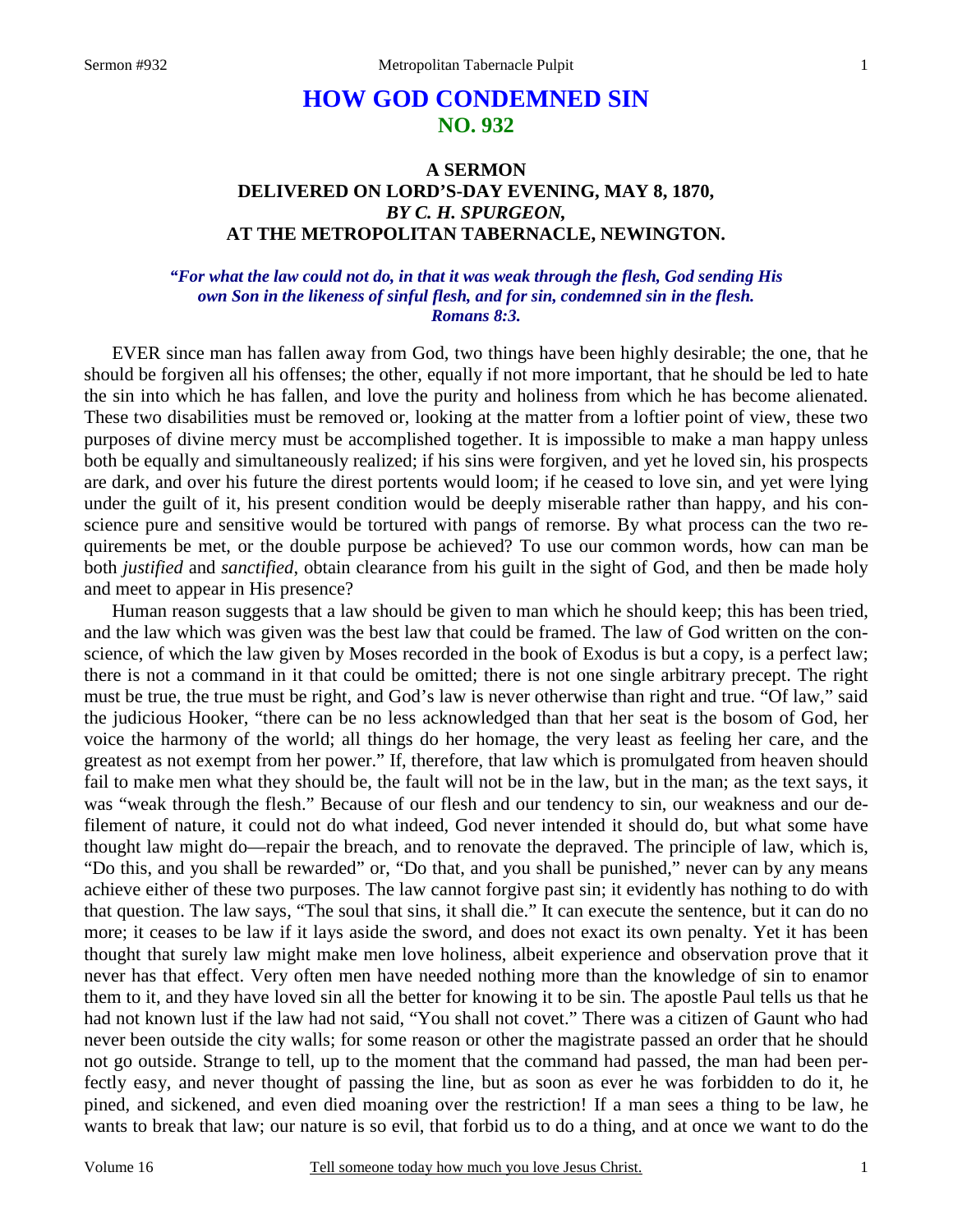# HOW GOD CONDEMNED SIN
## NO. 932

### A SERMON
### DELIVERED ON LORD'S-DAY EVENING, MAY 8, 1870,
### *BY C. H. SPURGEON,*
### AT THE METROPOLITAN TABERNACLE, NEWINGTON.

***"For what the law could not do, in that it was weak through the flesh, God sending His own Son in the likeness of sinful flesh, and for sin, condemned sin in the flesh. Romans 8:3.***

EVER since man has fallen away from God, two things have been highly desirable; the one, that he should be forgiven all his offenses; the other, equally if not more important, that he should be led to hate the sin into which he has fallen, and love the purity and holiness from which he has become alienated. These two disabilities must be removed or, looking at the matter from a loftier point of view, these two purposes of divine mercy must be accomplished together. It is impossible to make a man happy unless both be equally and simultaneously realized; if his sins were forgiven, and yet he loved sin, his prospects are dark, and over his future the direst portents would loom; if he ceased to love sin, and yet were lying under the guilt of it, his present condition would be deeply miserable rather than happy, and his conscience pure and sensitive would be tortured with pangs of remorse. By what process can the two requirements be met, or the double purpose be achieved? To use our common words, how can man be both *justified* and *sanctified*, obtain clearance from his guilt in the sight of God, and then be made holy and meet to appear in His presence?

Human reason suggests that a law should be given to man which he should keep; this has been tried, and the law which was given was the best law that could be framed. The law of God written on the conscience, of which the law given by Moses recorded in the book of Exodus is but a copy, is a perfect law; there is not a command in it that could be omitted; there is not one single arbitrary precept. The right must be true, the true must be right, and God's law is never otherwise than right and true. "Of law," said the judicious Hooker, "there can be no less acknowledged than that her seat is the bosom of God, her voice the harmony of the world; all things do her homage, the very least as feeling her care, and the greatest as not exempt from her power." If, therefore, that law which is promulgated from heaven should fail to make men what they should be, the fault will not be in the law, but in the man; as the text says, it was "weak through the flesh." Because of our flesh and our tendency to sin, our weakness and our defilement of nature, it could not do what indeed, God never intended it should do, but what some have thought law might do—repair the breach, and to renovate the depraved. The principle of law, which is, "Do this, and you shall be rewarded" or, "Do that, and you shall be punished," never can by any means achieve either of these two purposes. The law cannot forgive past sin; it evidently has nothing to do with that question. The law says, "The soul that sins, it shall die." It can execute the sentence, but it can do no more; it ceases to be law if it lays aside the sword, and does not exact its own penalty. Yet it has been thought that surely law might make men love holiness, albeit experience and observation prove that it never has that effect. Very often men have needed nothing more than the knowledge of sin to enamor them to it, and they have loved sin all the better for knowing it to be sin. The apostle Paul tells us that he had not known lust if the law had not said, "You shall not covet." There was a citizen of Gaunt who had never been outside the city walls; for some reason or other the magistrate passed an order that he should not go outside. Strange to tell, up to the moment that the command had passed, the man had been perfectly easy, and never thought of passing the line, but as soon as ever he was forbidden to do it, he pined, and sickened, and even died moaning over the restriction! If a man sees a thing to be law, he wants to break that law; our nature is so evil, that forbid us to do a thing, and at once we want to do the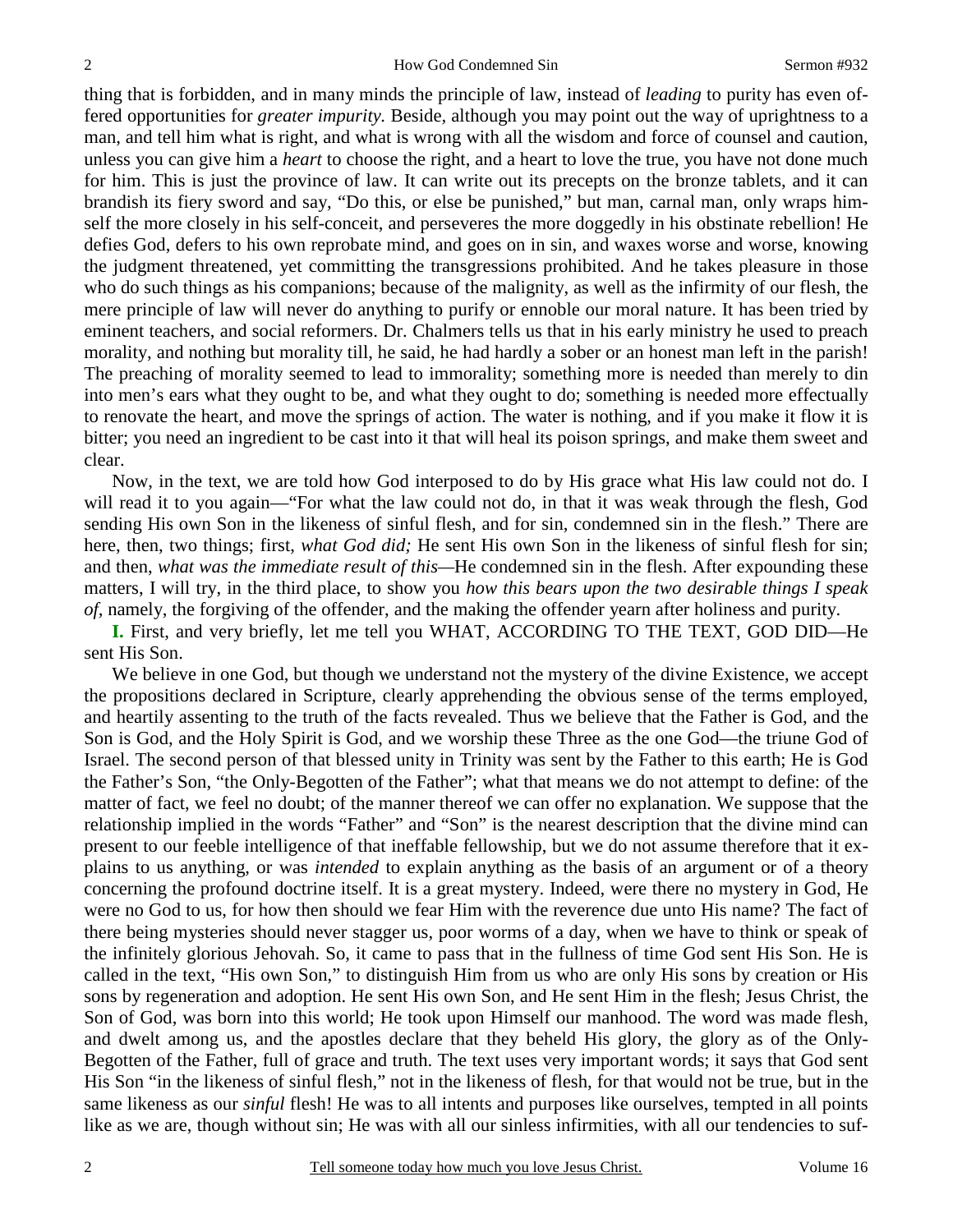thing that is forbidden, and in many minds the principle of law, instead of *leading* to purity has even offered opportunities for *greater impurity.* Beside, although you may point out the way of uprightness to a man, and tell him what is right, and what is wrong with all the wisdom and force of counsel and caution, unless you can give him a *heart* to choose the right, and a heart to love the true, you have not done much for him. This is just the province of law. It can write out its precepts on the bronze tablets, and it can brandish its fiery sword and say, "Do this, or else be punished," but man, carnal man, only wraps himself the more closely in his self-conceit, and perseveres the more doggedly in his obstinate rebellion! He defies God, defers to his own reprobate mind, and goes on in sin, and waxes worse and worse, knowing the judgment threatened, yet committing the transgressions prohibited. And he takes pleasure in those who do such things as his companions; because of the malignity, as well as the infirmity of our flesh, the mere principle of law will never do anything to purify or ennoble our moral nature. It has been tried by eminent teachers, and social reformers. Dr. Chalmers tells us that in his early ministry he used to preach morality, and nothing but morality till, he said, he had hardly a sober or an honest man left in the parish! The preaching of morality seemed to lead to immorality; something more is needed than merely to din into men's ears what they ought to be, and what they ought to do; something is needed more effectually to renovate the heart, and move the springs of action. The water is nothing, and if you make it flow it is bitter; you need an ingredient to be cast into it that will heal its poison springs, and make them sweet and clear.

Now, in the text, we are told how God interposed to do by His grace what His law could not do. I will read it to you again—"For what the law could not do, in that it was weak through the flesh, God sending His own Son in the likeness of sinful flesh, and for sin, condemned sin in the flesh." There are here, then, two things; first, *what God did;* He sent His own Son in the likeness of sinful flesh for sin; and then, *what was the immediate result of this*—He condemned sin in the flesh. After expounding these matters, I will try, in the third place, to show you *how this bears upon the two desirable things I speak of,* namely, the forgiving of the offender, and the making the offender yearn after holiness and purity.

**I.** First, and very briefly, let me tell you WHAT, ACCORDING TO THE TEXT, GOD DID—He sent His Son.

We believe in one God, but though we understand not the mystery of the divine Existence, we accept the propositions declared in Scripture, clearly apprehending the obvious sense of the terms employed, and heartily assenting to the truth of the facts revealed. Thus we believe that the Father is God, and the Son is God, and the Holy Spirit is God, and we worship these Three as the one God—the triune God of Israel. The second person of that blessed unity in Trinity was sent by the Father to this earth; He is God the Father's Son, "the Only-Begotten of the Father"; what that means we do not attempt to define: of the matter of fact, we feel no doubt; of the manner thereof we can offer no explanation. We suppose that the relationship implied in the words "Father" and "Son" is the nearest description that the divine mind can present to our feeble intelligence of that ineffable fellowship, but we do not assume therefore that it explains to us anything, or was *intended* to explain anything as the basis of an argument or of a theory concerning the profound doctrine itself. It is a great mystery. Indeed, were there no mystery in God, He were no God to us, for how then should we fear Him with the reverence due unto His name? The fact of there being mysteries should never stagger us, poor worms of a day, when we have to think or speak of the infinitely glorious Jehovah. So, it came to pass that in the fullness of time God sent His Son. He is called in the text, "His own Son," to distinguish Him from us who are only His sons by creation or His sons by regeneration and adoption. He sent His own Son, and He sent Him in the flesh; Jesus Christ, the Son of God, was born into this world; He took upon Himself our manhood. The word was made flesh, and dwelt among us, and the apostles declare that they beheld His glory, the glory as of the Only-Begotten of the Father, full of grace and truth. The text uses very important words; it says that God sent His Son "in the likeness of sinful flesh," not in the likeness of flesh, for that would not be true, but in the same likeness as our *sinful* flesh! He was to all intents and purposes like ourselves, tempted in all points like as we are, though without sin; He was with all our sinless infirmities, with all our tendencies to suf-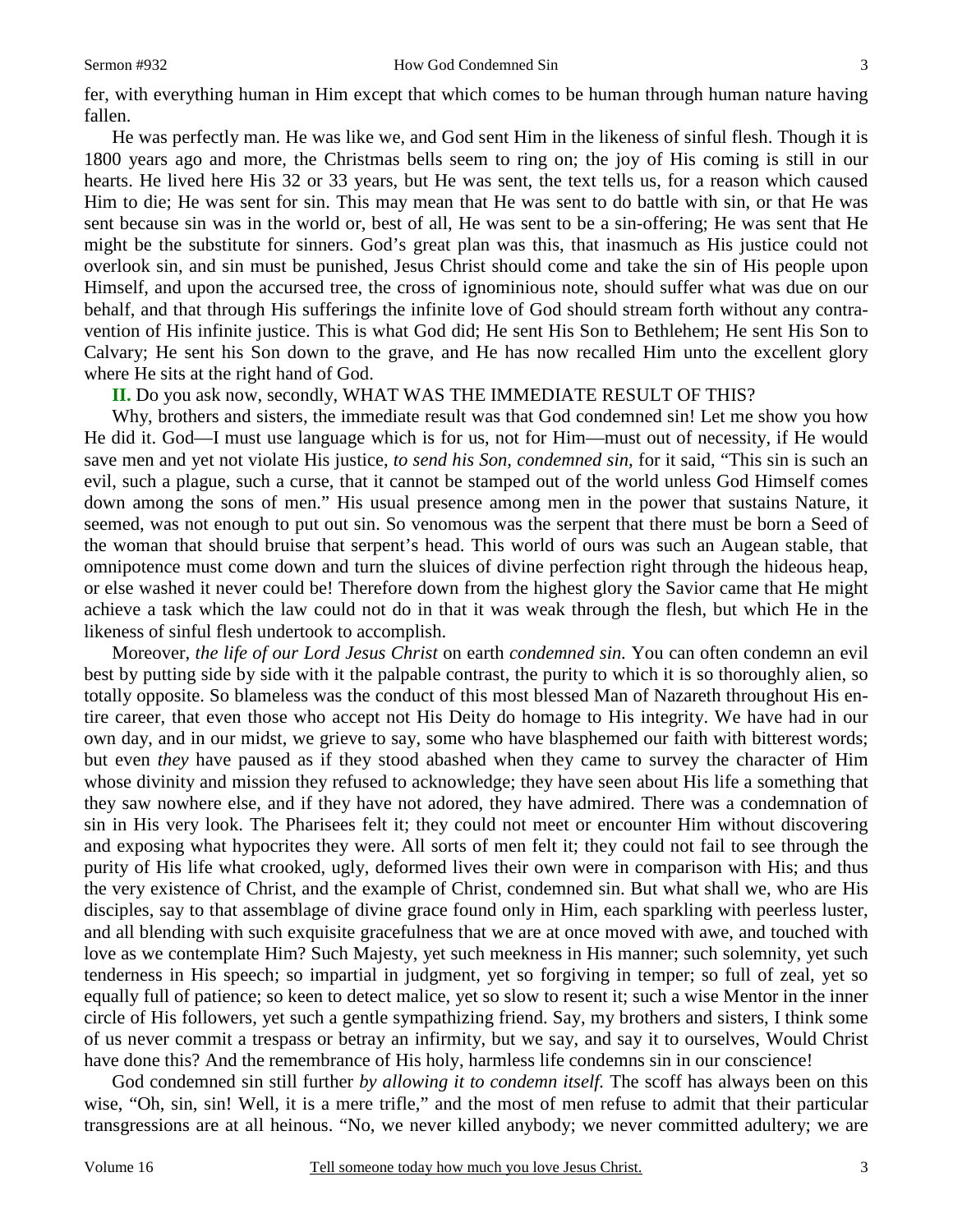fer, with everything human in Him except that which comes to be human through human nature having fallen.

He was perfectly man. He was like we, and God sent Him in the likeness of sinful flesh. Though it is 1800 years ago and more, the Christmas bells seem to ring on; the joy of His coming is still in our hearts. He lived here His 32 or 33 years, but He was sent, the text tells us, for a reason which caused Him to die; He was sent for sin. This may mean that He was sent to do battle with sin, or that He was sent because sin was in the world or, best of all, He was sent to be a sin-offering; He was sent that He might be the substitute for sinners. God's great plan was this, that inasmuch as His justice could not overlook sin, and sin must be punished, Jesus Christ should come and take the sin of His people upon Himself, and upon the accursed tree, the cross of ignominious note, should suffer what was due on our behalf, and that through His sufferings the infinite love of God should stream forth without any contravention of His infinite justice. This is what God did; He sent His Son to Bethlehem; He sent His Son to Calvary; He sent his Son down to the grave, and He has now recalled Him unto the excellent glory where He sits at the right hand of God.

**II.** Do you ask now, secondly, WHAT WAS THE IMMEDIATE RESULT OF THIS?

Why, brothers and sisters, the immediate result was that God condemned sin! Let me show you how He did it. God—I must use language which is for us, not for Him—must out of necessity, if He would save men and yet not violate His justice, *to send his Son, condemned sin,* for it said, "This sin is such an evil, such a plague, such a curse, that it cannot be stamped out of the world unless God Himself comes down among the sons of men." His usual presence among men in the power that sustains Nature, it seemed, was not enough to put out sin. So venomous was the serpent that there must be born a Seed of the woman that should bruise that serpent's head. This world of ours was such an Augean stable, that omnipotence must come down and turn the sluices of divine perfection right through the hideous heap, or else washed it never could be! Therefore down from the highest glory the Savior came that He might achieve a task which the law could not do in that it was weak through the flesh, but which He in the likeness of sinful flesh undertook to accomplish.

Moreover, *the life of our Lord Jesus Christ* on earth *condemned sin.* You can often condemn an evil best by putting side by side with it the palpable contrast, the purity to which it is so thoroughly alien, so totally opposite. So blameless was the conduct of this most blessed Man of Nazareth throughout His entire career, that even those who accept not His Deity do homage to His integrity. We have had in our own day, and in our midst, we grieve to say, some who have blasphemed our faith with bitterest words; but even *they* have paused as if they stood abashed when they came to survey the character of Him whose divinity and mission they refused to acknowledge; they have seen about His life a something that they saw nowhere else, and if they have not adored, they have admired. There was a condemnation of sin in His very look. The Pharisees felt it; they could not meet or encounter Him without discovering and exposing what hypocrites they were. All sorts of men felt it; they could not fail to see through the purity of His life what crooked, ugly, deformed lives their own were in comparison with His; and thus the very existence of Christ, and the example of Christ, condemned sin. But what shall we, who are His disciples, say to that assemblage of divine grace found only in Him, each sparkling with peerless luster, and all blending with such exquisite gracefulness that we are at once moved with awe, and touched with love as we contemplate Him? Such Majesty, yet such meekness in His manner; such solemnity, yet such tenderness in His speech; so impartial in judgment, yet so forgiving in temper; so full of zeal, yet so equally full of patience; so keen to detect malice, yet so slow to resent it; such a wise Mentor in the inner circle of His followers, yet such a gentle sympathizing friend. Say, my brothers and sisters, I think some of us never commit a trespass or betray an infirmity, but we say, and say it to ourselves, Would Christ have done this? And the remembrance of His holy, harmless life condemns sin in our conscience!

God condemned sin still further *by allowing it to condemn itself.* The scoff has always been on this wise, "Oh, sin, sin! Well, it is a mere trifle," and the most of men refuse to admit that their particular transgressions are at all heinous. "No, we never killed anybody; we never committed adultery; we are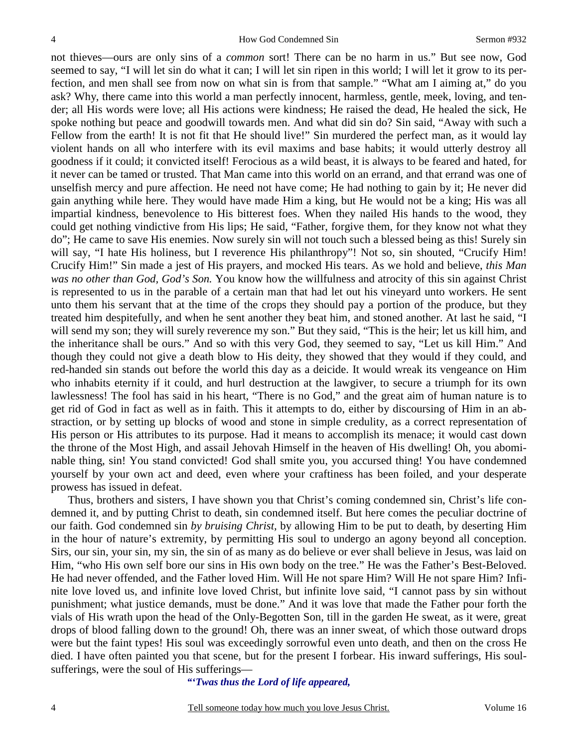not thieves—ours are only sins of a *common* sort! There can be no harm in us." But see now, God seemed to say, "I will let sin do what it can; I will let sin ripen in this world; I will let it grow to its perfection, and men shall see from now on what sin is from that sample." "What am I aiming at," do you ask? Why, there came into this world a man perfectly innocent, harmless, gentle, meek, loving, and tender; all His words were love; all His actions were kindness; He raised the dead, He healed the sick, He spoke nothing but peace and goodwill towards men. And what did sin do? Sin said, "Away with such a Fellow from the earth! It is not fit that He should live!" Sin murdered the perfect man, as it would lay violent hands on all who interfere with its evil maxims and base habits; it would utterly destroy all goodness if it could; it convicted itself! Ferocious as a wild beast, it is always to be feared and hated, for it never can be tamed or trusted. That Man came into this world on an errand, and that errand was one of unselfish mercy and pure affection. He need not have come; He had nothing to gain by it; He never did gain anything while here. They would have made Him a king, but He would not be a king; His was all impartial kindness, benevolence to His bitterest foes. When they nailed His hands to the wood, they could get nothing vindictive from His lips; He said, "Father, forgive them, for they know not what they do"; He came to save His enemies. Now surely sin will not touch such a blessed being as this! Surely sin will say, "I hate His holiness, but I reverence His philanthropy"! Not so, sin shouted, "Crucify Him! Crucify Him!" Sin made a jest of His prayers, and mocked His tears. As we hold and believe, *this Man was no other than God, God's Son.* You know how the willfulness and atrocity of this sin against Christ is represented to us in the parable of a certain man that had let out his vineyard unto workers. He sent unto them his servant that at the time of the crops they should pay a portion of the produce, but they treated him despitefully, and when he sent another they beat him, and stoned another. At last he said, "I will send my son; they will surely reverence my son." But they said, "This is the heir; let us kill him, and the inheritance shall be ours." And so with this very God, they seemed to say, "Let us kill Him." And though they could not give a death blow to His deity, they showed that they would if they could, and red-handed sin stands out before the world this day as a deicide. It would wreak its vengeance on Him who inhabits eternity if it could, and hurl destruction at the lawgiver, to secure a triumph for its own lawlessness! The fool has said in his heart, "There is no God," and the great aim of human nature is to get rid of God in fact as well as in faith. This it attempts to do, either by discoursing of Him in an abstraction, or by setting up blocks of wood and stone in simple credulity, as a correct representation of His person or His attributes to its purpose. Had it means to accomplish its menace; it would cast down the throne of the Most High, and assail Jehovah Himself in the heaven of His dwelling! Oh, you abominable thing, sin! You stand convicted! God shall smite you, you accursed thing! You have condemned yourself by your own act and deed, even where your craftiness has been foiled, and your desperate prowess has issued in defeat.

Thus, brothers and sisters, I have shown you that Christ's coming condemned sin, Christ's life condemned it, and by putting Christ to death, sin condemned itself. But here comes the peculiar doctrine of our faith. God condemned sin *by bruising Christ,* by allowing Him to be put to death, by deserting Him in the hour of nature's extremity, by permitting His soul to undergo an agony beyond all conception. Sirs, our sin, your sin, my sin, the sin of as many as do believe or ever shall believe in Jesus, was laid on Him, "who His own self bore our sins in His own body on the tree." He was the Father's Best-Beloved. He had never offended, and the Father loved Him. Will He not spare Him? Will He not spare Him? Infinite love loved us, and infinite love loved Christ, but infinite love said, "I cannot pass by sin without punishment; what justice demands, must be done." And it was love that made the Father pour forth the vials of His wrath upon the head of the Only-Begotten Son, till in the garden He sweat, as it were, great drops of blood falling down to the ground! Oh, there was an inner sweat, of which those outward drops were but the faint types! His soul was exceedingly sorrowful even unto death, and then on the cross He died. I have often painted you that scene, but for the present I forbear. His inward sufferings, His soul-sufferings, were the soul of His sufferings—

***"'Twas thus the Lord of life appeared,***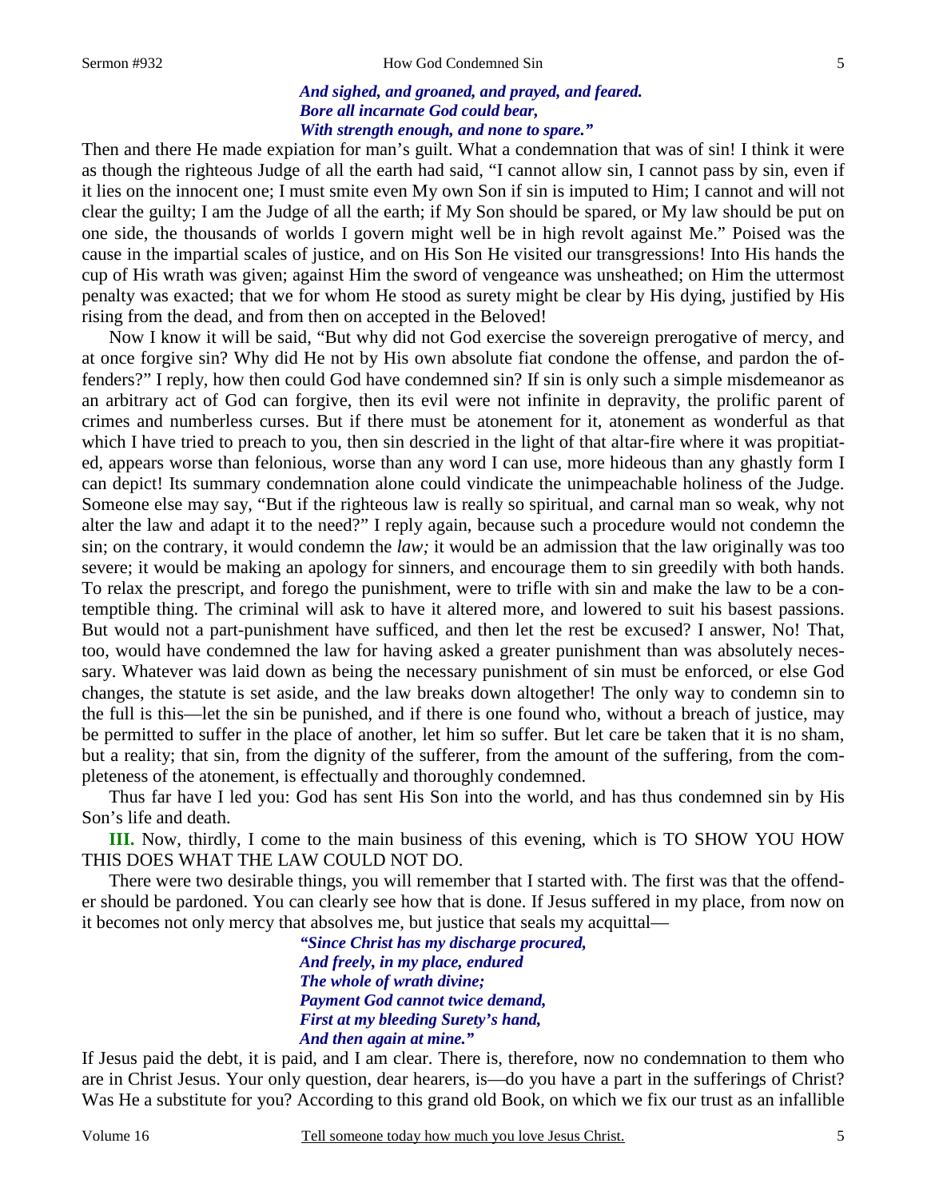*And sighed, and groaned, and prayed, and feared.*
*Bore all incarnate God could bear,*
*With strength enough, and none to spare."*

Then and there He made expiation for man's guilt. What a condemnation that was of sin! I think it were as though the righteous Judge of all the earth had said, "I cannot allow sin, I cannot pass by sin, even if it lies on the innocent one; I must smite even My own Son if sin is imputed to Him; I cannot and will not clear the guilty; I am the Judge of all the earth; if My Son should be spared, or My law should be put on one side, the thousands of worlds I govern might well be in high revolt against Me." Poised was the cause in the impartial scales of justice, and on His Son He visited our transgressions! Into His hands the cup of His wrath was given; against Him the sword of vengeance was unsheathed; on Him the uttermost penalty was exacted; that we for whom He stood as surety might be clear by His dying, justified by His rising from the dead, and from then on accepted in the Beloved!

Now I know it will be said, "But why did not God exercise the sovereign prerogative of mercy, and at once forgive sin? Why did He not by His own absolute fiat condone the offense, and pardon the offenders?" I reply, how then could God have condemned sin? If sin is only such a simple misdemeanor as an arbitrary act of God can forgive, then its evil were not infinite in depravity, the prolific parent of crimes and numberless curses. But if there must be atonement for it, atonement as wonderful as that which I have tried to preach to you, then sin descried in the light of that altar-fire where it was propitiated, appears worse than felonious, worse than any word I can use, more hideous than any ghastly form I can depict! Its summary condemnation alone could vindicate the unimpeachable holiness of the Judge. Someone else may say, "But if the righteous law is really so spiritual, and carnal man so weak, why not alter the law and adapt it to the need?" I reply again, because such a procedure would not condemn the sin; on the contrary, it would condemn the *law;* it would be an admission that the law originally was too severe; it would be making an apology for sinners, and encourage them to sin greedily with both hands. To relax the prescript, and forego the punishment, were to trifle with sin and make the law to be a contemptible thing. The criminal will ask to have it altered more, and lowered to suit his basest passions. But would not a part-punishment have sufficed, and then let the rest be excused? I answer, No! That, too, would have condemned the law for having asked a greater punishment than was absolutely necessary. Whatever was laid down as being the necessary punishment of sin must be enforced, or else God changes, the statute is set aside, and the law breaks down altogether! The only way to condemn sin to the full is this—let the sin be punished, and if there is one found who, without a breach of justice, may be permitted to suffer in the place of another, let him so suffer. But let care be taken that it is no sham, but a reality; that sin, from the dignity of the sufferer, from the amount of the suffering, from the completeness of the atonement, is effectually and thoroughly condemned.

Thus far have I led you: God has sent His Son into the world, and has thus condemned sin by His Son's life and death.

**III.** Now, thirdly, I come to the main business of this evening, which is TO SHOW YOU HOW THIS DOES WHAT THE LAW COULD NOT DO.

There were two desirable things, you will remember that I started with. The first was that the offender should be pardoned. You can clearly see how that is done. If Jesus suffered in my place, from now on it becomes not only mercy that absolves me, but justice that seals my acquittal—

*"Since Christ has my discharge procured,*
*And freely, in my place, endured*
*The whole of wrath divine;*
*Payment God cannot twice demand,*
*First at my bleeding Surety's hand,*
*And then again at mine."*

If Jesus paid the debt, it is paid, and I am clear. There is, therefore, now no condemnation to them who are in Christ Jesus. Your only question, dear hearers, is—do you have a part in the sufferings of Christ? Was He a substitute for you? According to this grand old Book, on which we fix our trust as an infallible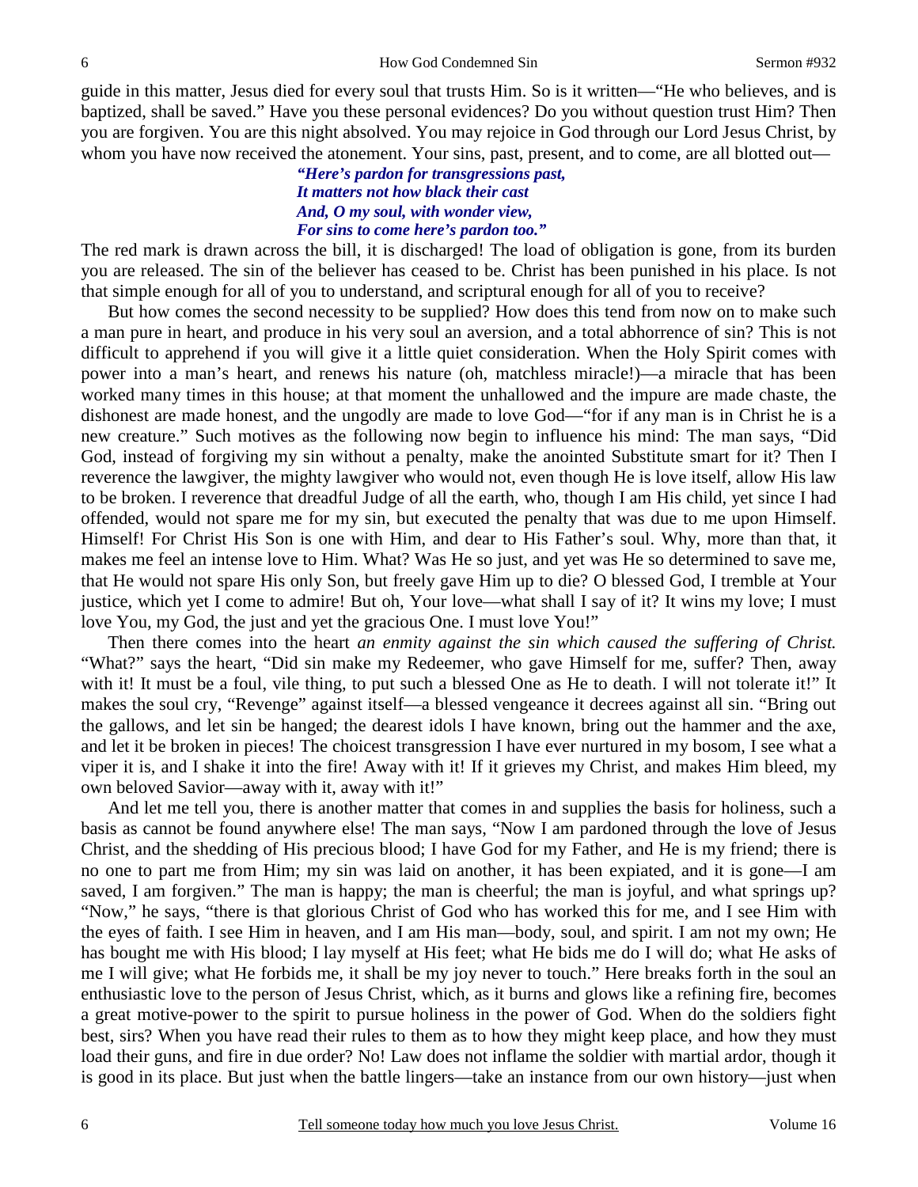guide in this matter, Jesus died for every soul that trusts Him. So is it written—"He who believes, and is baptized, shall be saved." Have you these personal evidences? Do you without question trust Him? Then you are forgiven. You are this night absolved. You may rejoice in God through our Lord Jesus Christ, by whom you have now received the atonement. Your sins, past, present, and to come, are all blotted out—

> ***"Here's pardon for transgressions past,***
> ***It matters not how black their cast***
> ***And, O my soul, with wonder view,***
> ***For sins to come here's pardon too."***

The red mark is drawn across the bill, it is discharged! The load of obligation is gone, from its burden you are released. The sin of the believer has ceased to be. Christ has been punished in his place. Is not that simple enough for all of you to understand, and scriptural enough for all of you to receive?

But how comes the second necessity to be supplied? How does this tend from now on to make such a man pure in heart, and produce in his very soul an aversion, and a total abhorrence of sin? This is not difficult to apprehend if you will give it a little quiet consideration. When the Holy Spirit comes with power into a man's heart, and renews his nature (oh, matchless miracle!)—a miracle that has been worked many times in this house; at that moment the unhallowed and the impure are made chaste, the dishonest are made honest, and the ungodly are made to love God—"for if any man is in Christ he is a new creature." Such motives as the following now begin to influence his mind: The man says, "Did God, instead of forgiving my sin without a penalty, make the anointed Substitute smart for it? Then I reverence the lawgiver, the mighty lawgiver who would not, even though He is love itself, allow His law to be broken. I reverence that dreadful Judge of all the earth, who, though I am His child, yet since I had offended, would not spare me for my sin, but executed the penalty that was due to me upon Himself. Himself! For Christ His Son is one with Him, and dear to His Father's soul. Why, more than that, it makes me feel an intense love to Him. What? Was He so just, and yet was He so determined to save me, that He would not spare His only Son, but freely gave Him up to die? O blessed God, I tremble at Your justice, which yet I come to admire! But oh, Your love—what shall I say of it? It wins my love; I must love You, my God, the just and yet the gracious One. I must love You!"

Then there comes into the heart *an enmity against the sin which caused the suffering of Christ.* "What?" says the heart, "Did sin make my Redeemer, who gave Himself for me, suffer? Then, away with it! It must be a foul, vile thing, to put such a blessed One as He to death. I will not tolerate it!" It makes the soul cry, "Revenge" against itself—a blessed vengeance it decrees against all sin. "Bring out the gallows, and let sin be hanged; the dearest idols I have known, bring out the hammer and the axe, and let it be broken in pieces! The choicest transgression I have ever nurtured in my bosom, I see what a viper it is, and I shake it into the fire! Away with it! If it grieves my Christ, and makes Him bleed, my own beloved Savior—away with it, away with it!"

And let me tell you, there is another matter that comes in and supplies the basis for holiness, such a basis as cannot be found anywhere else! The man says, "Now I am pardoned through the love of Jesus Christ, and the shedding of His precious blood; I have God for my Father, and He is my friend; there is no one to part me from Him; my sin was laid on another, it has been expiated, and it is gone—I am saved, I am forgiven." The man is happy; the man is cheerful; the man is joyful, and what springs up? "Now," he says, "there is that glorious Christ of God who has worked this for me, and I see Him with the eyes of faith. I see Him in heaven, and I am His man—body, soul, and spirit. I am not my own; He has bought me with His blood; I lay myself at His feet; what He bids me do I will do; what He asks of me I will give; what He forbids me, it shall be my joy never to touch." Here breaks forth in the soul an enthusiastic love to the person of Jesus Christ, which, as it burns and glows like a refining fire, becomes a great motive-power to the spirit to pursue holiness in the power of God. When do the soldiers fight best, sirs? When you have read their rules to them as to how they might keep place, and how they must load their guns, and fire in due order? No! Law does not inflame the soldier with martial ardor, though it is good in its place. But just when the battle lingers—take an instance from our own history—just when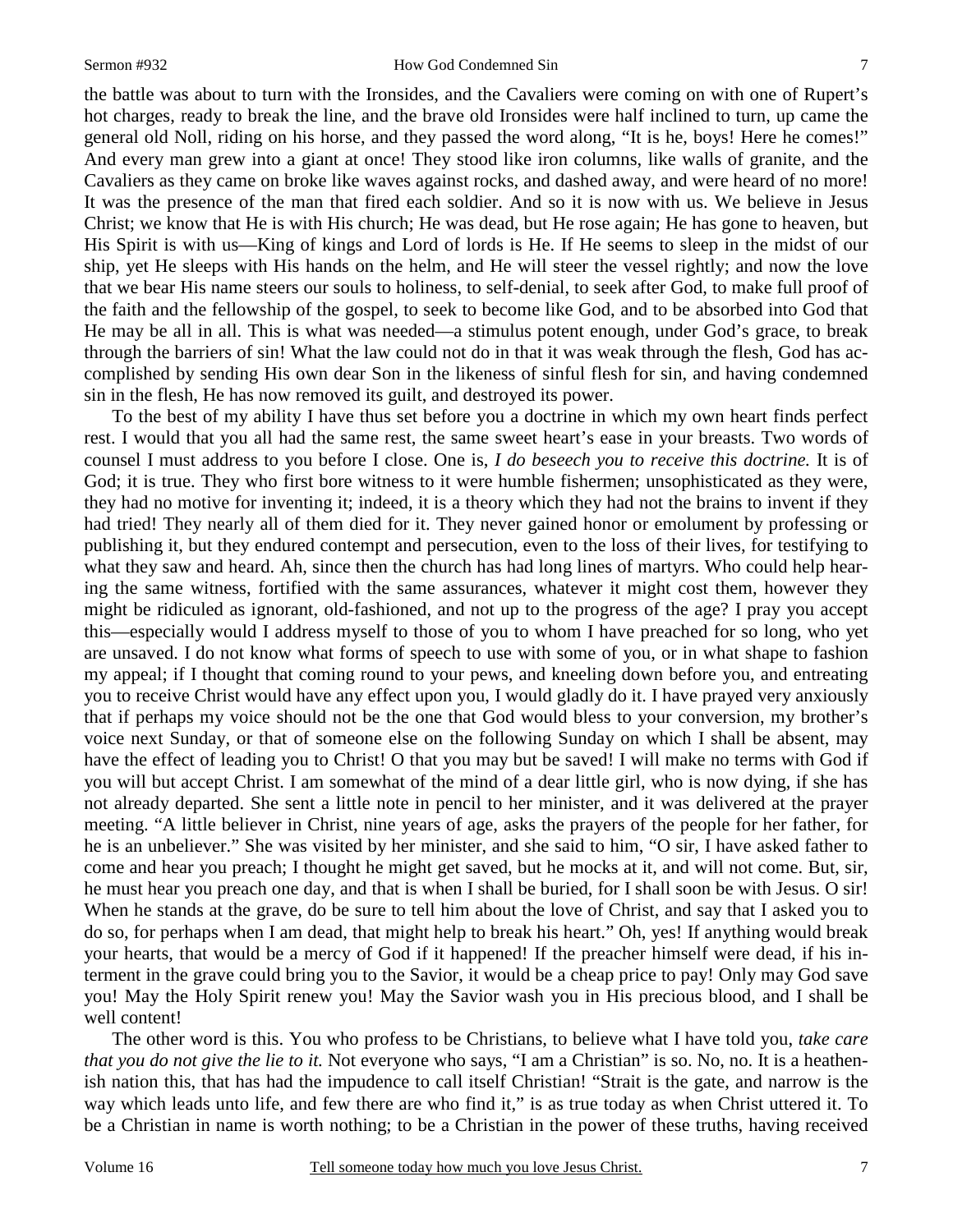the battle was about to turn with the Ironsides, and the Cavaliers were coming on with one of Rupert's hot charges, ready to break the line, and the brave old Ironsides were half inclined to turn, up came the general old Noll, riding on his horse, and they passed the word along, "It is he, boys! Here he comes!" And every man grew into a giant at once! They stood like iron columns, like walls of granite, and the Cavaliers as they came on broke like waves against rocks, and dashed away, and were heard of no more! It was the presence of the man that fired each soldier. And so it is now with us. We believe in Jesus Christ; we know that He is with His church; He was dead, but He rose again; He has gone to heaven, but His Spirit is with us—King of kings and Lord of lords is He. If He seems to sleep in the midst of our ship, yet He sleeps with His hands on the helm, and He will steer the vessel rightly; and now the love that we bear His name steers our souls to holiness, to self-denial, to seek after God, to make full proof of the faith and the fellowship of the gospel, to seek to become like God, and to be absorbed into God that He may be all in all. This is what was needed—a stimulus potent enough, under God's grace, to break through the barriers of sin! What the law could not do in that it was weak through the flesh, God has accomplished by sending His own dear Son in the likeness of sinful flesh for sin, and having condemned sin in the flesh, He has now removed its guilt, and destroyed its power.

To the best of my ability I have thus set before you a doctrine in which my own heart finds perfect rest. I would that you all had the same rest, the same sweet heart's ease in your breasts. Two words of counsel I must address to you before I close. One is, *I do beseech you to receive this doctrine.* It is of God; it is true. They who first bore witness to it were humble fishermen; unsophisticated as they were, they had no motive for inventing it; indeed, it is a theory which they had not the brains to invent if they had tried! They nearly all of them died for it. They never gained honor or emolument by professing or publishing it, but they endured contempt and persecution, even to the loss of their lives, for testifying to what they saw and heard. Ah, since then the church has had long lines of martyrs. Who could help hearing the same witness, fortified with the same assurances, whatever it might cost them, however they might be ridiculed as ignorant, old-fashioned, and not up to the progress of the age? I pray you accept this—especially would I address myself to those of you to whom I have preached for so long, who yet are unsaved. I do not know what forms of speech to use with some of you, or in what shape to fashion my appeal; if I thought that coming round to your pews, and kneeling down before you, and entreating you to receive Christ would have any effect upon you, I would gladly do it. I have prayed very anxiously that if perhaps my voice should not be the one that God would bless to your conversion, my brother's voice next Sunday, or that of someone else on the following Sunday on which I shall be absent, may have the effect of leading you to Christ! O that you may but be saved! I will make no terms with God if you will but accept Christ. I am somewhat of the mind of a dear little girl, who is now dying, if she has not already departed. She sent a little note in pencil to her minister, and it was delivered at the prayer meeting. "A little believer in Christ, nine years of age, asks the prayers of the people for her father, for he is an unbeliever." She was visited by her minister, and she said to him, "O sir, I have asked father to come and hear you preach; I thought he might get saved, but he mocks at it, and will not come. But, sir, he must hear you preach one day, and that is when I shall be buried, for I shall soon be with Jesus. O sir! When he stands at the grave, do be sure to tell him about the love of Christ, and say that I asked you to do so, for perhaps when I am dead, that might help to break his heart." Oh, yes! If anything would break your hearts, that would be a mercy of God if it happened! If the preacher himself were dead, if his interment in the grave could bring you to the Savior, it would be a cheap price to pay! Only may God save you! May the Holy Spirit renew you! May the Savior wash you in His precious blood, and I shall be well content!

The other word is this. You who profess to be Christians, to believe what I have told you, *take care that you do not give the lie to it.* Not everyone who says, "I am a Christian" is so. No, no. It is a heathenish nation this, that has had the impudence to call itself Christian! "Strait is the gate, and narrow is the way which leads unto life, and few there are who find it," is as true today as when Christ uttered it. To be a Christian in name is worth nothing; to be a Christian in the power of these truths, having received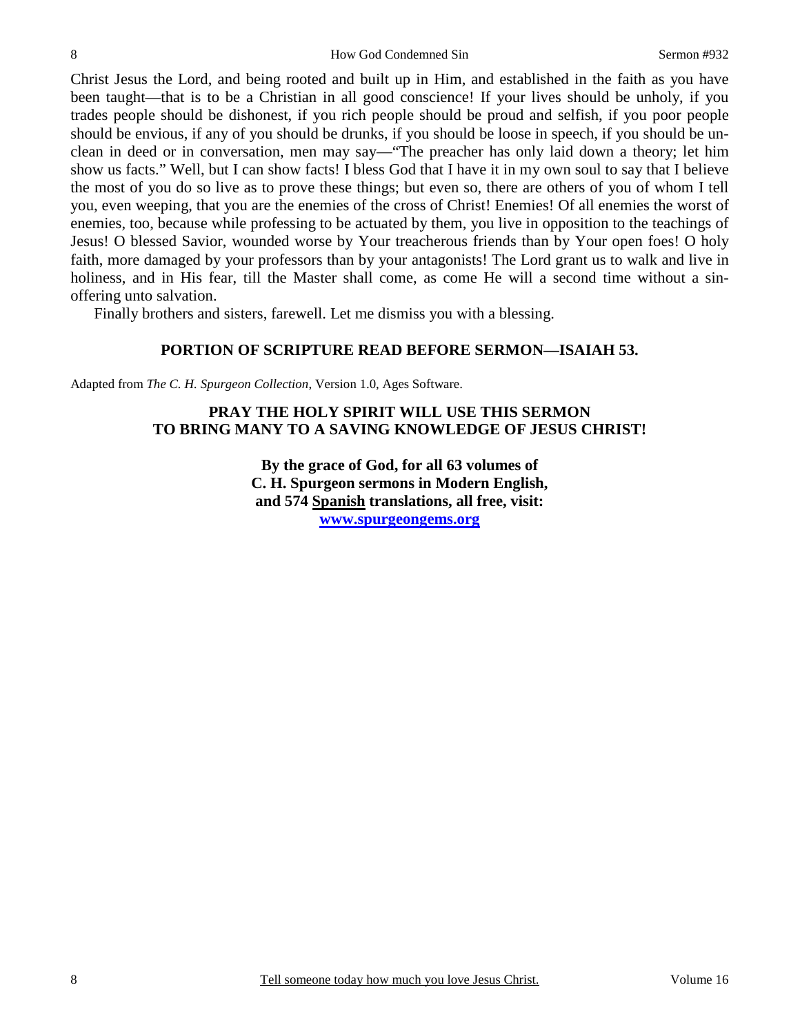Christ Jesus the Lord, and being rooted and built up in Him, and established in the faith as you have been taught—that is to be a Christian in all good conscience! If your lives should be unholy, if you trades people should be dishonest, if you rich people should be proud and selfish, if you poor people should be envious, if any of you should be drunks, if you should be loose in speech, if you should be unclean in deed or in conversation, men may say—"The preacher has only laid down a theory; let him show us facts." Well, but I can show facts! I bless God that I have it in my own soul to say that I believe the most of you do so live as to prove these things; but even so, there are others of you of whom I tell you, even weeping, that you are the enemies of the cross of Christ! Enemies! Of all enemies the worst of enemies, too, because while professing to be actuated by them, you live in opposition to the teachings of Jesus! O blessed Savior, wounded worse by Your treacherous friends than by Your open foes! O holy faith, more damaged by your professors than by your antagonists! The Lord grant us to walk and live in holiness, and in His fear, till the Master shall come, as come He will a second time without a sin-offering unto salvation.

Finally brothers and sisters, farewell. Let me dismiss you with a blessing.

**PORTION OF SCRIPTURE READ BEFORE SERMON—ISAIAH 53.**

Adapted from *The C. H. Spurgeon Collection*, Version 1.0, Ages Software.

**PRAY THE HOLY SPIRIT WILL USE THIS SERMON TO BRING MANY TO A SAVING KNOWLEDGE OF JESUS CHRIST!**

**By the grace of God, for all 63 volumes of C. H. Spurgeon sermons in Modern English, and 574 Spanish translations, all free, visit: www.spurgeongems.org**